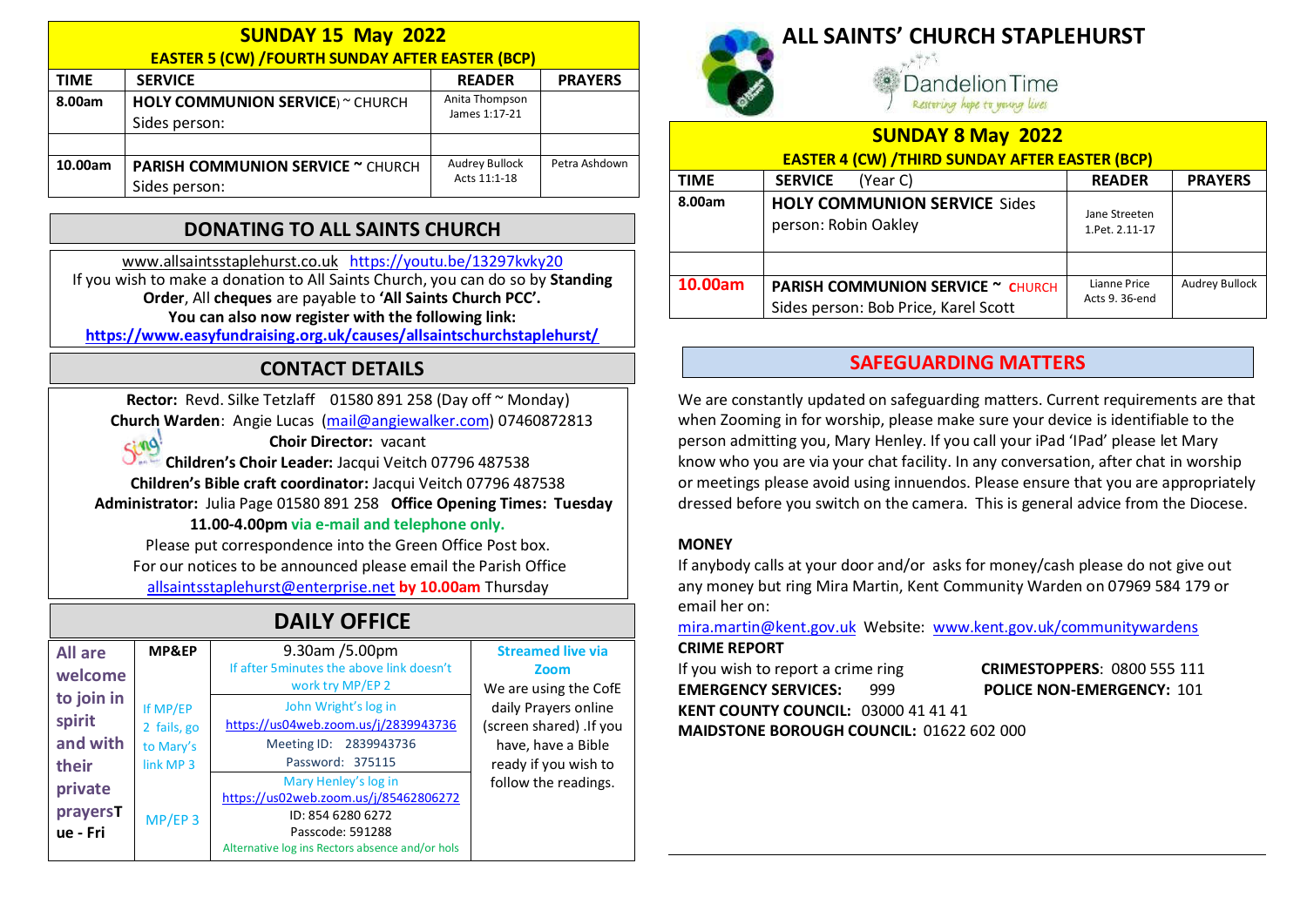## SUNDAY 15 May 2022

**EASTER 5 (CW) /FOURTH SUNDAY AFTER EASTER (BCP)**

| TIME | SERVICE | READER | PRAYERS |
|---|---|---|---|
| 8.00am | **HOLY COMMUNION SERVICE**) ~ CHURCH Sides person: | Anita Thompson James 1:17-21 | |
| | | | |
| 10.00am | **PARISH COMMUNION SERVICE ~** CHURCH Sides person: | Audrey Bullock Acts 11:1-18 | Petra Ashdown |

## DONATING TO ALL SAINTS CHURCH

www.allsaintsstaplehurst.co.uk https://youtu.be/13297kvky20

If you wish to make a donation to All Saints Church, you can do so by **Standing Order**, All **cheques** are payable to **'All Saints Church PCC'.**

**You can also now register with the following link:**

**https://www.easyfundraising.org.uk/causes/allsaintschurchstaplehurst/**

## CONTACT DETAILS

**Rector:** Revd. Silke Tetzlaff 01580 891 258 (Day off ~ Monday)

**Church Warden**: Angie Lucas (mail@angiewalker.com) 07460872813

**Choir Director:** vacant

**Children's Choir Leader:** Jacqui Veitch 07796 487538

**Children's Bible craft coordinator:** Jacqui Veitch 07796 487538

**Administrator:** Julia Page 01580 891 258 **Office Opening Times: Tuesday 11.00-4.00pm via e-mail and telephone only.**

Please put correspondence into the Green Office Post box.

For our notices to be announced please email the Parish Office allsaintsstaplehurst@enterprise.net **by 10.00am** Thursday

## DAILY OFFICE

| All are welcome to join in spirit and with their private prayersTue - Fri | MP&EP | 9.30am /5.00pm<br>If after 5minutes the above link doesn't work try MP/EP 2 | Streamed live via Zoom |
|---|---|---|---|
| | If MP/EP 2 fails, go to Mary's link MP 3 | John Wright's log in<br>https://us04web.zoom.us/j/2839943736<br>Meeting ID: 2839943736<br>Password: 375115 | We are using the CofE daily Prayers online (screen shared) .If you have, have a Bible ready if you wish to follow the readings. |
| | MP/EP 3 | Mary Henley's log in<br>https://us02web.zoom.us/j/85462806272<br>ID: 854 6280 6272<br>Passcode: 591288<br>Alternative log ins Rectors absence and/or hols | |

# ALL SAINTS' CHURCH STAPLEHURST

Dandelion Time
*Restoring hope to young lives*

## SUNDAY 8 May 2022

**EASTER 4 (CW) /THIRD SUNDAY AFTER EASTER (BCP)**

| TIME | SERVICE (Year C) | READER | PRAYERS |
|---|---|---|---|
| 8.00am | **HOLY COMMUNION SERVICE** Sides person: Robin Oakley | Jane Streeten 1.Pet. 2.11-17 | |
| | | | |
| 10.00am | **PARISH COMMUNION SERVICE ~** CHURCH Sides person: Bob Price, Karel Scott | Lianne Price Acts 9. 36-end | Audrey Bullock |

## SAFEGUARDING MATTERS

We are constantly updated on safeguarding matters. Current requirements are that when Zooming in for worship, please make sure your device is identifiable to the person admitting you, Mary Henley. If you call your iPad 'IPad' please let Mary know who you are via your chat facility. In any conversation, after chat in worship or meetings please avoid using innuendos. Please ensure that you are appropriately dressed before you switch on the camera. This is general advice from the Diocese.

**MONEY**

If anybody calls at your door and/or asks for money/cash please do not give out any money but ring Mira Martin, Kent Community Warden on 07969 584 179 or email her on:

mira.martin@kent.gov.uk Website: www.kent.gov.uk/communitywardens

**CRIME REPORT**

If you wish to report a crime ring **CRIMESTOPPERS**: 0800 555 111

**EMERGENCY SERVICES:** 999 **POLICE NON-EMERGENCY:** 101

**KENT COUNTY COUNCIL:** 03000 41 41 41

**MAIDSTONE BOROUGH COUNCIL:** 01622 602 000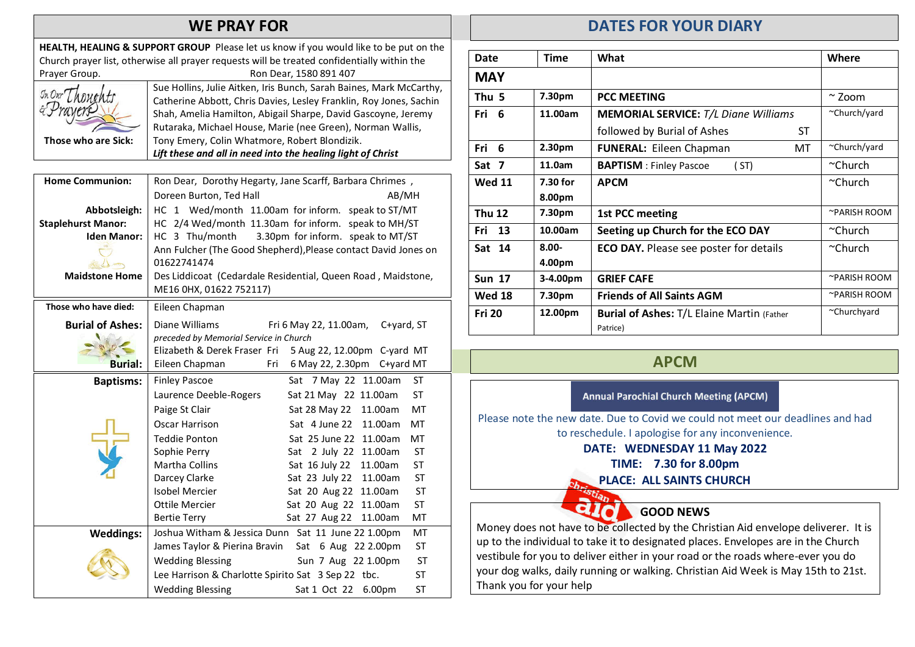## WE PRAY FOR

**HEALTH, HEALING & SUPPORT GROUP** Please let us know if you would like to be put on the Church prayer list, otherwise all prayer requests will be treated confidentially within the Prayer Group. Ron Dear, 1580 891 407

**Those who are Sick:** Sue Hollins, Julie Aitken, Iris Bunch, Sarah Baines, Mark McCarthy, Catherine Abbott, Chris Davies, Lesley Franklin, Roy Jones, Sachin Shah, Amelia Hamilton, Abigail Sharpe, David Gascoyne, Jeremy Rutaraka, Michael House, Marie (nee Green), Norman Wallis, Tony Emery, Colin Whatmore, Robert Blondizik.
***Lift these and all in need into the healing light of Christ***

| | |
|---|---|
| **Home Communion:** | Ron Dear, Dorothy Hegarty, Jane Scarff, Barbara Chrimes, Doreen Burton, Ted Hall AB/MH |
| **Abbotsleigh:** | HC 1 Wed/month 11.00am for inform. speak to ST/MT |
| **Staplehurst Manor:** | HC 2/4 Wed/month 11.30am for inform. speak to MH/ST |
| **Iden Manor:** | HC 3 Thu/month 3.30pm for inform. speak to MT/ST |
| | Ann Fulcher (The Good Shepherd), Please contact David Jones on 01622741474 |
| **Maidstone Home** | Des Liddicoat (Cedardale Residential, Queen Road, Maidstone, ME16 0HX, 01622 752117) |
| **Those who have died:** | Eileen Chapman |
| **Burial of Ashes:** | Diane Williams Fri 6 May 22, 11.00am, C+yard, ST *preceded by Memorial Service in Church* |
| | Elizabeth & Derek Fraser Fri 5 Aug 22, 12.00pm C-yard MT |
| **Burial:** | Eileen Chapman Fri 6 May 22, 2.30pm C+yard MT |
| **Baptisms:** | Finley Pascoe Sat 7 May 22 11.00am ST |
| | Laurence Deeble-Rogers Sat 21 May 22 11.00am ST |
| | Paige St Clair Sat 28 May 22 11.00am MT |
| | Oscar Harrison Sat 4 June 22 11.00am MT |
| | Teddie Ponton Sat 25 June 22 11.00am MT |
| | Sophie Perry Sat 2 July 22 11.00am ST |
| | Martha Collins Sat 16 July 22 11.00am ST |
| | Darcey Clarke Sat 23 July 22 11.00am ST |
| | Isobel Mercier Sat 20 Aug 22 11.00am ST |
| | Ottile Mercier Sat 20 Aug 22 11.00am ST |
| | Bertie Terry Sat 27 Aug 22 11.00am MT |
| **Weddings:** | Joshua Witham & Jessica Dunn Sat 11 June 22 1.00pm MT |
| | James Taylor & Pierina Bravin Sat 6 Aug 22 2.00pm ST |
| | Wedding Blessing Sun 7 Aug 22 1.00pm ST |
| | Lee Harrison & Charlotte Spirito Sat 3 Sep 22 tbc. ST |
| | Wedding Blessing Sat 1 Oct 22 6.00pm ST |

## DATES FOR YOUR DIARY

| Date | Time | What | Where |
|---|---|---|---|
| **MAY** | | | |
| **Thu 5** | **7.30pm** | **PCC MEETING** | ~ Zoom |
| **Fri 6** | **11.00am** | **MEMORIAL SERVICE:** *T/L Diane Williams* followed by Burial of Ashes ST | ~Church/yard |
| **Fri 6** | **2.30pm** | **FUNERAL:** Eileen Chapman MT | ~Church/yard |
| **Sat 7** | **11.0am** | **BAPTISM** : Finley Pascoe (ST) | ~Church |
| **Wed 11** | **7.30 for 8.00pm** | **APCM** | ~Church |
| **Thu 12** | **7.30pm** | **1st PCC meeting** | ~PARISH ROOM |
| **Fri 13** | **10.00am** | **Seeting up Church for the ECO DAY** | ~Church |
| **Sat 14** | **8.00-4.00pm** | **ECO DAY.** Please see poster for details | ~Church |
| **Sun 17** | **3-4.00pm** | **GRIEF CAFE** | ~PARISH ROOM |
| **Wed 18** | **7.30pm** | **Friends of All Saints AGM** | ~PARISH ROOM |
| **Fri 20** | **12.00pm** | **Burial of Ashes:** T/L Elaine Martin (Father Patrice) | ~Churchyard |

## APCM

**Annual Parochial Church Meeting (APCM)**

Please note the new date. Due to Covid we could not meet our deadlines and had to reschedule. I apologise for any inconvenience.

**DATE: WEDNESDAY 11 May 2022**
**TIME: 7.30 for 8.00pm**
**PLACE: ALL SAINTS CHURCH**

### GOOD NEWS

Money does not have to be collected by the Christian Aid envelope deliverer. It is up to the individual to take it to designated places. Envelopes are in the Church vestibule for you to deliver either in your road or the roads where-ever you do your dog walks, daily running or walking. Christian Aid Week is May 15th to 21st. Thank you for your help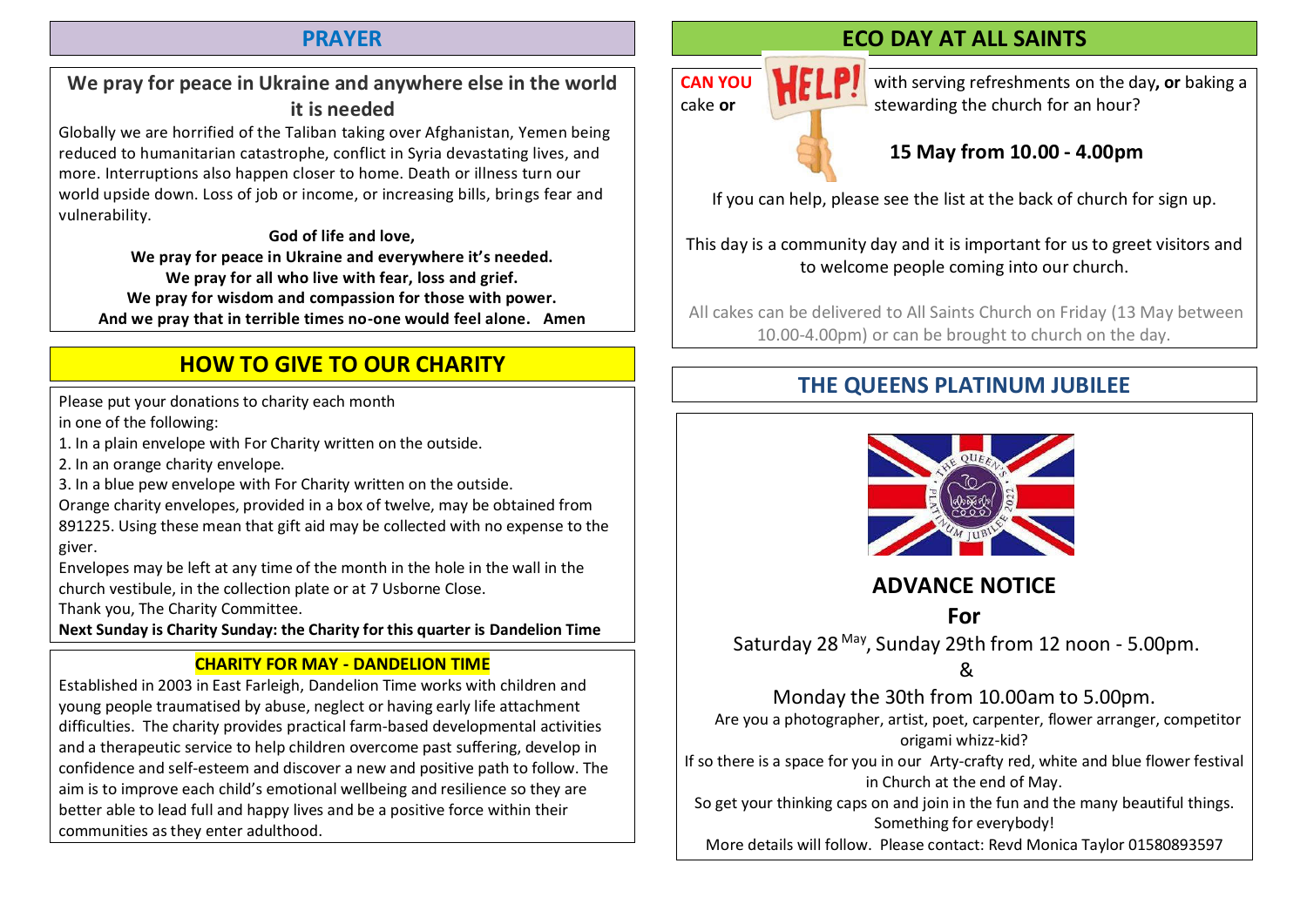## PRAYER

### We pray for peace in Ukraine and anywhere else in the world it is needed

Globally we are horrified of the Taliban taking over Afghanistan, Yemen being reduced to humanitarian catastrophe, conflict in Syria devastating lives, and more. Interruptions also happen closer to home. Death or illness turn our world upside down. Loss of job or income, or increasing bills, brings fear and vulnerability.

**God of life and love,**
**We pray for peace in Ukraine and everywhere it's needed.**
**We pray for all who live with fear, loss and grief.**
**We pray for wisdom and compassion for those with power.**
**And we pray that in terrible times no-one would feel alone. Amen**

## HOW TO GIVE TO OUR CHARITY

Please put your donations to charity each month in one of the following:

1. In a plain envelope with For Charity written on the outside.
2. In an orange charity envelope.
3. In a blue pew envelope with For Charity written on the outside.

Orange charity envelopes, provided in a box of twelve, may be obtained from 891225. Using these mean that gift aid may be collected with no expense to the giver.

Envelopes may be left at any time of the month in the hole in the wall in the church vestibule, in the collection plate or at 7 Usborne Close.

Thank you, The Charity Committee.

**Next Sunday is Charity Sunday: the Charity for this quarter is Dandelion Time**

### CHARITY FOR MAY - DANDELION TIME

Established in 2003 in East Farleigh, Dandelion Time works with children and young people traumatised by abuse, neglect or having early life attachment difficulties. The charity provides practical farm-based developmental activities and a therapeutic service to help children overcome past suffering, develop in confidence and self-esteem and discover a new and positive path to follow. The aim is to improve each child's emotional wellbeing and resilience so they are better able to lead full and happy lives and be a positive force within their communities as they enter adulthood.

## ECO DAY AT ALL SAINTS

**CAN YOU** HELP! with serving refreshments on the day, **or** baking a cake **or** stewarding the church for an hour?

**15 May from 10.00 - 4.00pm**

If you can help, please see the list at the back of church for sign up.

This day is a community day and it is important for us to greet visitors and to welcome people coming into our church.

All cakes can be delivered to All Saints Church on Friday (13 May between 10.00-4.00pm) or can be brought to church on the day.

## THE QUEENS PLATINUM JUBILEE

**ADVANCE NOTICE**

**For**

Saturday 28 May, Sunday 29th from 12 noon - 5.00pm.

&

Monday the 30th from 10.00am to 5.00pm.

Are you a photographer, artist, poet, carpenter, flower arranger, competitor origami whizz-kid?

If so there is a space for you in our Arty-crafty red, white and blue flower festival in Church at the end of May.

So get your thinking caps on and join in the fun and the many beautiful things. Something for everybody!

More details will follow. Please contact: Revd Monica Taylor 01580893597